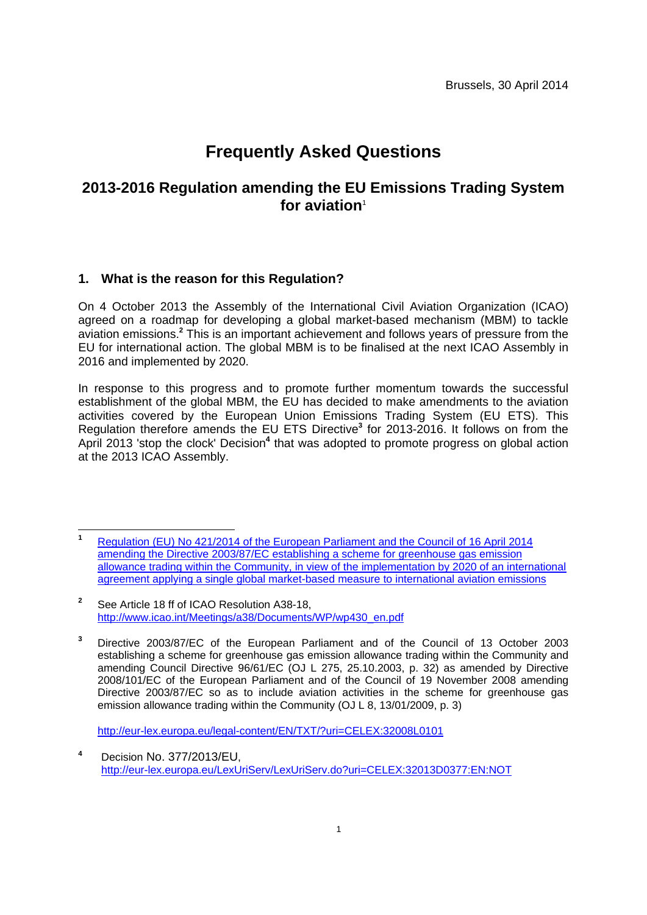Brussels, 30 April 2014

# Frequently Asked Questions

## 2013-2016 Regulation amending the EU Emissions Trading System for aviation[1]

### 1. What is the reason for this Regulation?

On 4 October 2013 the Assembly of the International Civil Aviation Organization (ICAO) agreed on a roadmap for developing a global market-based mechanism (MBM) to tackle aviation emissions.[2] This is an important achievement and follows years of pressure from the EU for international action. The global MBM is to be finalised at the next ICAO Assembly in 2016 and implemented by 2020.

In response to this progress and to promote further momentum towards the successful establishment of the global MBM, the EU has decided to make amendments to the aviation activities covered by the European Union Emissions Trading System (EU ETS). This Regulation therefore amends the EU ETS Directive[3] for 2013-2016. It follows on from the April 2013 'stop the clock' Decision[4] that was adopted to promote progress on global action at the 2013 ICAO Assembly.

---

[1] Regulation (EU) No 421/2014 of the European Parliament and the Council of 16 April 2014 amending the Directive 2003/87/EC establishing a scheme for greenhouse gas emission allowance trading within the Community, in view of the implementation by 2020 of an international agreement applying a single global market-based measure to international aviation emissions

[2] See Article 18 ff of ICAO Resolution A38-18, http://www.icao.int/Meetings/a38/Documents/WP/wp430_en.pdf

[3] Directive 2003/87/EC of the European Parliament and of the Council of 13 October 2003 establishing a scheme for greenhouse gas emission allowance trading within the Community and amending Council Directive 96/61/EC (OJ L 275, 25.10.2003, p. 32) as amended by Directive 2008/101/EC of the European Parliament and of the Council of 19 November 2008 amending Directive 2003/87/EC so as to include aviation activities in the scheme for greenhouse gas emission allowance trading within the Community (OJ L 8, 13/01/2009, p. 3)

http://eur-lex.europa.eu/legal-content/EN/TXT/?uri=CELEX:32008L0101

[4] Decision No. 377/2013/EU, http://eur-lex.europa.eu/LexUriServ/LexUriServ.do?uri=CELEX:32013D0377:EN:NOT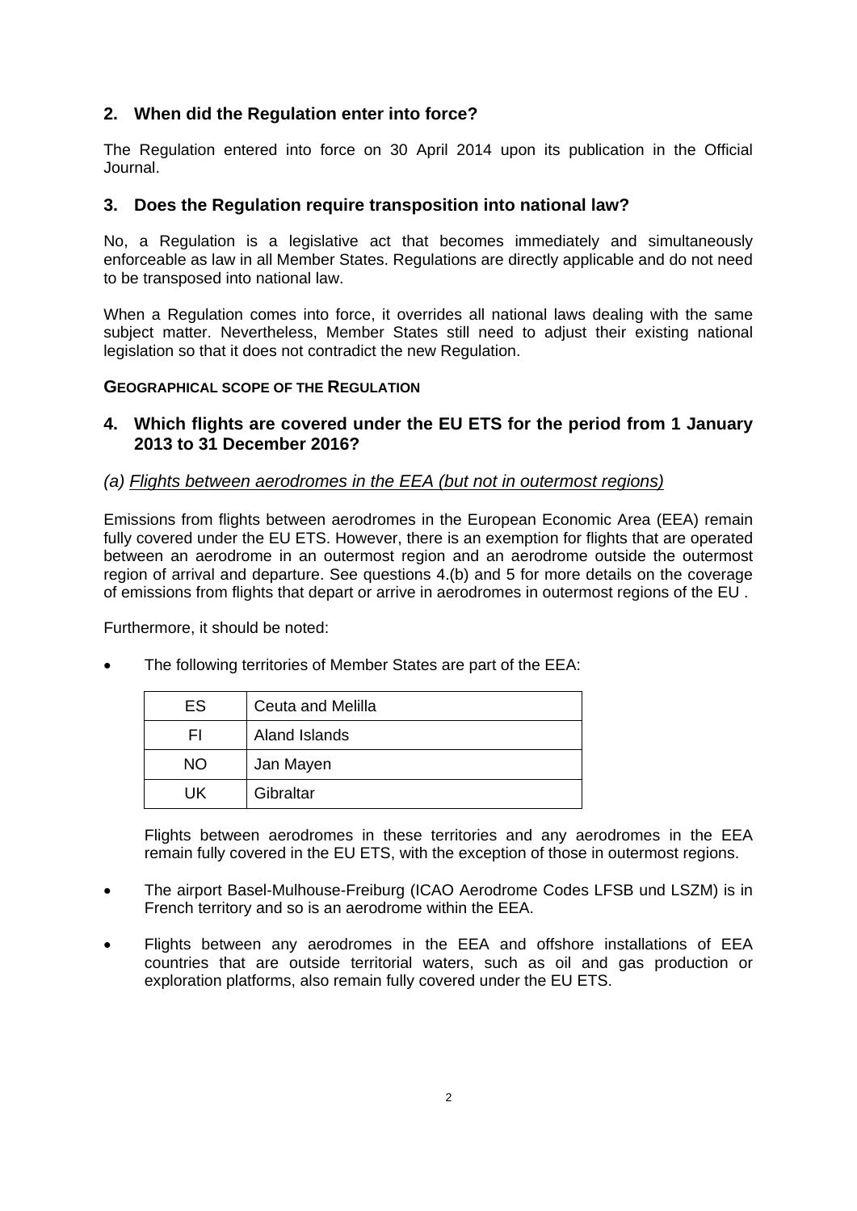## 2. When did the Regulation enter into force?

The Regulation entered into force on 30 April 2014 upon its publication in the Official Journal.

## 3. Does the Regulation require transposition into national law?

No, a Regulation is a legislative act that becomes immediately and simultaneously enforceable as law in all Member States. Regulations are directly applicable and do not need to be transposed into national law.

When a Regulation comes into force, it overrides all national laws dealing with the same subject matter. Nevertheless, Member States still need to adjust their existing national legislation so that it does not contradict the new Regulation.

**GEOGRAPHICAL SCOPE OF THE REGULATION**

## 4. Which flights are covered under the EU ETS for the period from 1 January 2013 to 31 December 2016?

### *(a) Flights between aerodromes in the EEA (but not in outermost regions)*

Emissions from flights between aerodromes in the European Economic Area (EEA) remain fully covered under the EU ETS. However, there is an exemption for flights that are operated between an aerodrome in an outermost region and an aerodrome outside the outermost region of arrival and departure. See questions 4.(b) and 5 for more details on the coverage of emissions from flights that depart or arrive in aerodromes in outermost regions of the EU .

Furthermore, it should be noted:

- The following territories of Member States are part of the EEA:

| ES | Ceuta and Melilla |
|---|---|
| FI | Aland Islands |
| NO | Jan Mayen |
| UK | Gibraltar |

  Flights between aerodromes in these territories and any aerodromes in the EEA remain fully covered in the EU ETS, with the exception of those in outermost regions.

- The airport Basel-Mulhouse-Freiburg (ICAO Aerodrome Codes LFSB und LSZM) is in French territory and so is an aerodrome within the EEA.

- Flights between any aerodromes in the EEA and offshore installations of EEA countries that are outside territorial waters, such as oil and gas production or exploration platforms, also remain fully covered under the EU ETS.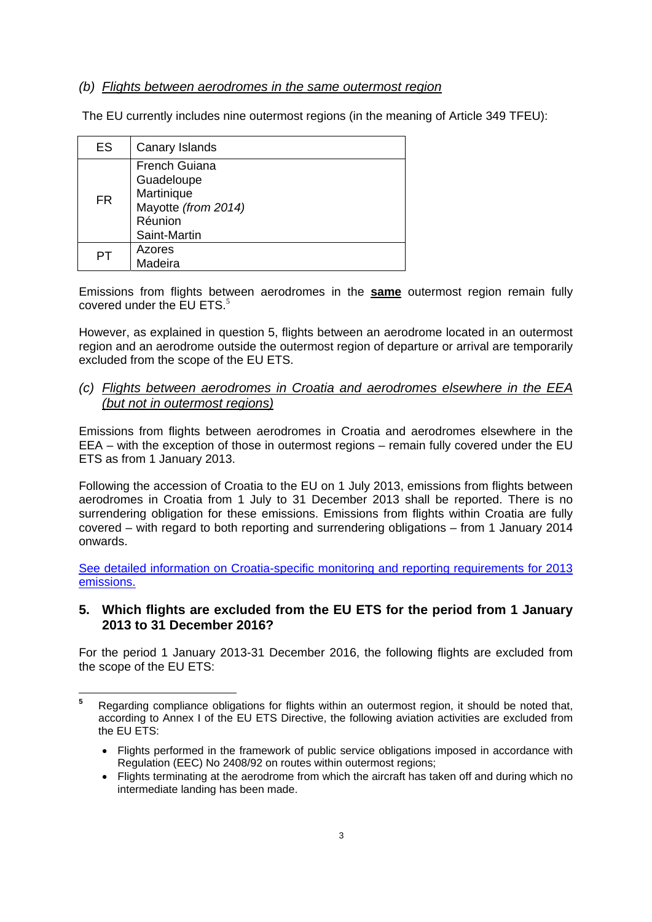*(b) Flights between aerodromes in the same outermost region*

The EU currently includes nine outermost regions (in the meaning of Article 349 TFEU):

| | |
|---|---|
| ES | Canary Islands |
| FR | French Guiana<br>Guadeloupe<br>Martinique<br>Mayotte *(from 2014)*<br>Réunion<br>Saint-Martin |
| PT | Azores<br>Madeira |

Emissions from flights between aerodromes in the **same** outermost region remain fully covered under the EU ETS.[5]

However, as explained in question 5, flights between an aerodrome located in an outermost region and an aerodrome outside the outermost region of departure or arrival are temporarily excluded from the scope of the EU ETS.

*(c) Flights between aerodromes in Croatia and aerodromes elsewhere in the EEA (but not in outermost regions)*

Emissions from flights between aerodromes in Croatia and aerodromes elsewhere in the EEA – with the exception of those in outermost regions – remain fully covered under the EU ETS as from 1 January 2013.

Following the accession of Croatia to the EU on 1 July 2013, emissions from flights between aerodromes in Croatia from 1 July to 31 December 2013 shall be reported. There is no surrendering obligation for these emissions. Emissions from flights within Croatia are fully covered – with regard to both reporting and surrendering obligations – from 1 January 2014 onwards.

See detailed information on Croatia-specific monitoring and reporting requirements for 2013 emissions.

## 5. Which flights are excluded from the EU ETS for the period from 1 January 2013 to 31 December 2016?

For the period 1 January 2013-31 December 2016, the following flights are excluded from the scope of the EU ETS:

[5] Regarding compliance obligations for flights within an outermost region, it should be noted that, according to Annex I of the EU ETS Directive, the following aviation activities are excluded from the EU ETS:

- Flights performed in the framework of public service obligations imposed in accordance with Regulation (EEC) No 2408/92 on routes within outermost regions;
- Flights terminating at the aerodrome from which the aircraft has taken off and during which no intermediate landing has been made.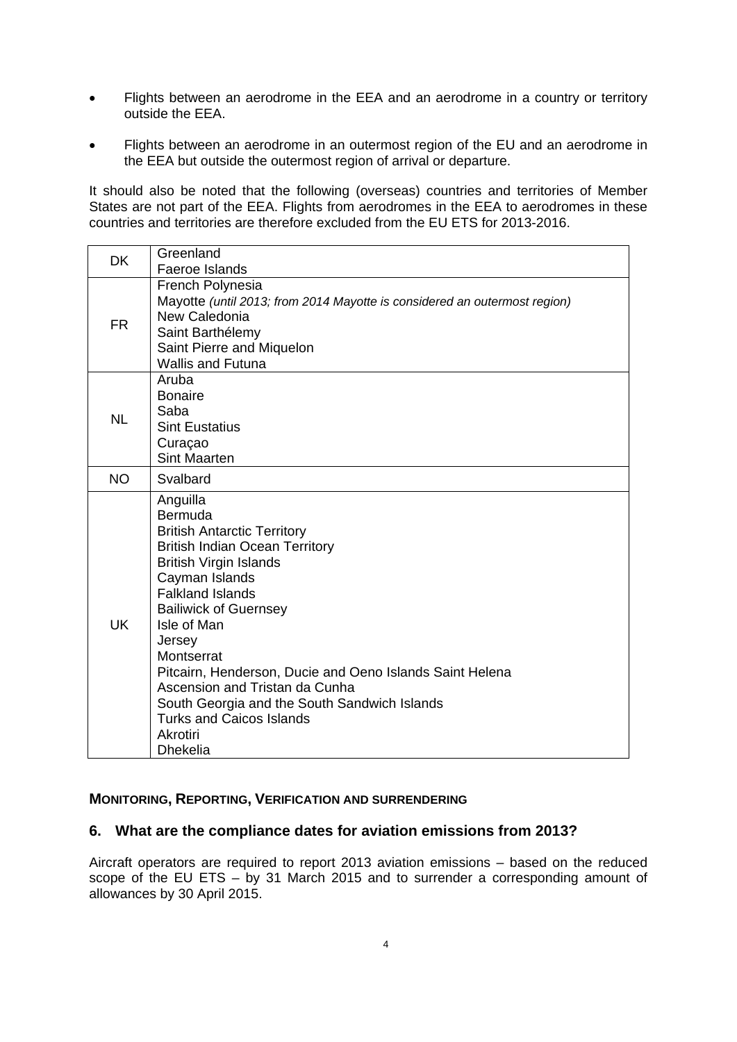- Flights between an aerodrome in the EEA and an aerodrome in a country or territory outside the EEA.

- Flights between an aerodrome in an outermost region of the EU and an aerodrome in the EEA but outside the outermost region of arrival or departure.

It should also be noted that the following (overseas) countries and territories of Member States are not part of the EEA. Flights from aerodromes in the EEA to aerodromes in these countries and territories are therefore excluded from the EU ETS for 2013-2016.

| | |
|---|---|
| DK | Greenland<br>Faeroe Islands |
| FR | French Polynesia<br>Mayotte *(until 2013; from 2014 Mayotte is considered an outermost region)*<br>New Caledonia<br>Saint Barthélemy<br>Saint Pierre and Miquelon<br>Wallis and Futuna |
| NL | Aruba<br>Bonaire<br>Saba<br>Sint Eustatius<br>Curaçao<br>Sint Maarten |
| NO | Svalbard |
| UK | Anguilla<br>Bermuda<br>British Antarctic Territory<br>British Indian Ocean Territory<br>British Virgin Islands<br>Cayman Islands<br>Falkland Islands<br>Bailiwick of Guernsey<br>Isle of Man<br>Jersey<br>Montserrat<br>Pitcairn, Henderson, Ducie and Oeno Islands Saint Helena<br>Ascension and Tristan da Cunha<br>South Georgia and the South Sandwich Islands<br>Turks and Caicos Islands<br>Akrotiri<br>Dhekelia |

**MONITORING, REPORTING, VERIFICATION AND SURRENDERING**

## 6. What are the compliance dates for aviation emissions from 2013?

Aircraft operators are required to report 2013 aviation emissions – based on the reduced scope of the EU ETS – by 31 March 2015 and to surrender a corresponding amount of allowances by 30 April 2015.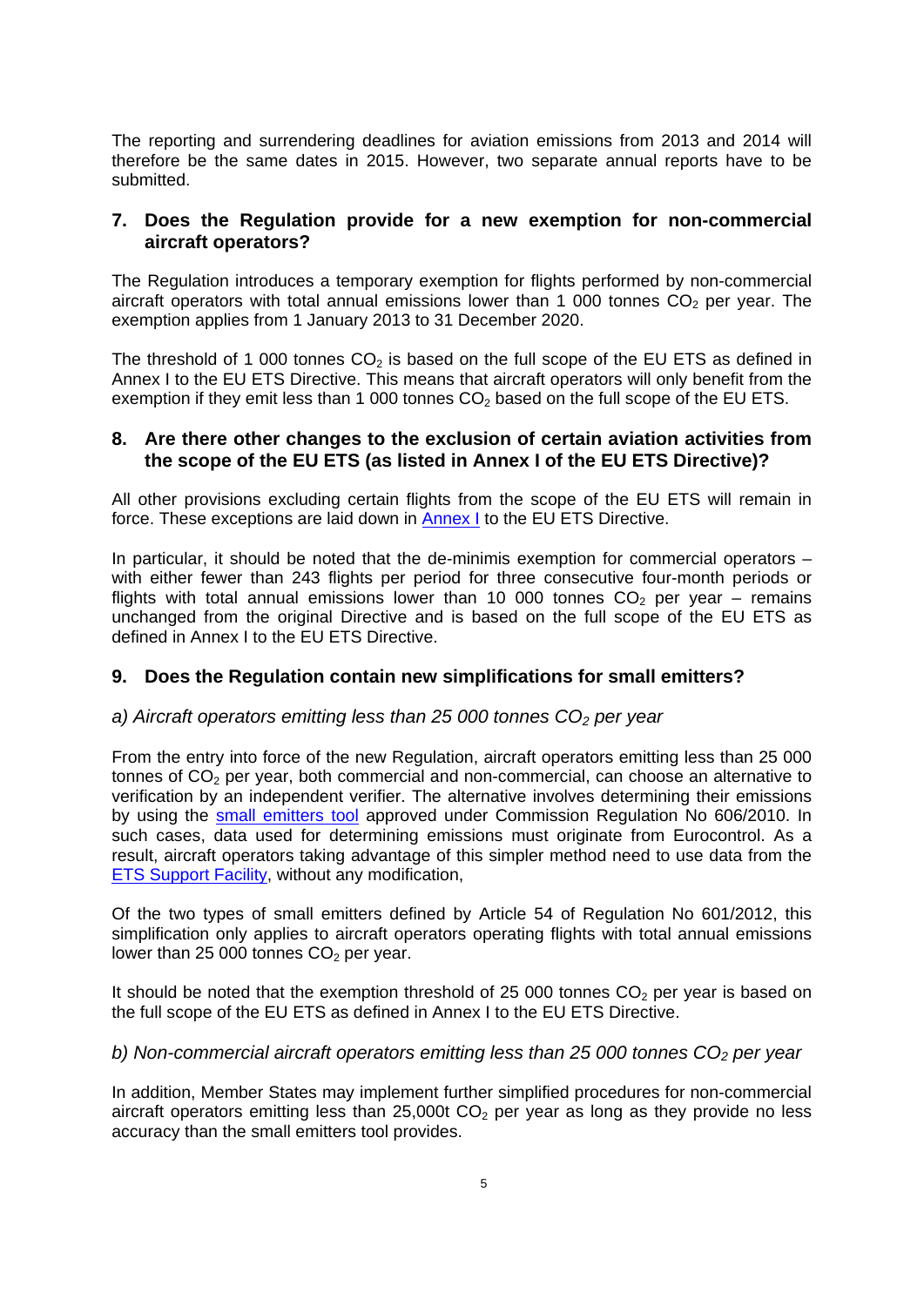The reporting and surrendering deadlines for aviation emissions from 2013 and 2014 will therefore be the same dates in 2015. However, two separate annual reports have to be submitted.

## 7. Does the Regulation provide for a new exemption for non-commercial aircraft operators?

The Regulation introduces a temporary exemption for flights performed by non-commercial aircraft operators with total annual emissions lower than 1 000 tonnes $CO_2$ per year. The exemption applies from 1 January 2013 to 31 December 2020.

The threshold of 1 000 tonnes $CO_2$ is based on the full scope of the EU ETS as defined in Annex I to the EU ETS Directive. This means that aircraft operators will only benefit from the exemption if they emit less than 1 000 tonnes $CO_2$ based on the full scope of the EU ETS.

## 8. Are there other changes to the exclusion of certain aviation activities from the scope of the EU ETS (as listed in Annex I of the EU ETS Directive)?

All other provisions excluding certain flights from the scope of the EU ETS will remain in force. These exceptions are laid down in Annex I to the EU ETS Directive.

In particular, it should be noted that the de-minimis exemption for commercial operators – with either fewer than 243 flights per period for three consecutive four-month periods or flights with total annual emissions lower than 10 000 tonnes $CO_2$ per year – remains unchanged from the original Directive and is based on the full scope of the EU ETS as defined in Annex I to the EU ETS Directive.

## 9. Does the Regulation contain new simplifications for small emitters?

### *a) Aircraft operators emitting less than 25 000 tonnes $CO_2$ per year*

From the entry into force of the new Regulation, aircraft operators emitting less than 25 000 tonnes of $CO_2$ per year, both commercial and non-commercial, can choose an alternative to verification by an independent verifier. The alternative involves determining their emissions by using the small emitters tool approved under Commission Regulation No 606/2010. In such cases, data used for determining emissions must originate from Eurocontrol. As a result, aircraft operators taking advantage of this simpler method need to use data from the ETS Support Facility, without any modification,

Of the two types of small emitters defined by Article 54 of Regulation No 601/2012, this simplification only applies to aircraft operators operating flights with total annual emissions lower than 25 000 tonnes $CO_2$ per year.

It should be noted that the exemption threshold of 25 000 tonnes $CO_2$ per year is based on the full scope of the EU ETS as defined in Annex I to the EU ETS Directive.

### *b) Non-commercial aircraft operators emitting less than 25 000 tonnes $CO_2$ per year*

In addition, Member States may implement further simplified procedures for non-commercial aircraft operators emitting less than 25,000t $CO_2$ per year as long as they provide no less accuracy than the small emitters tool provides.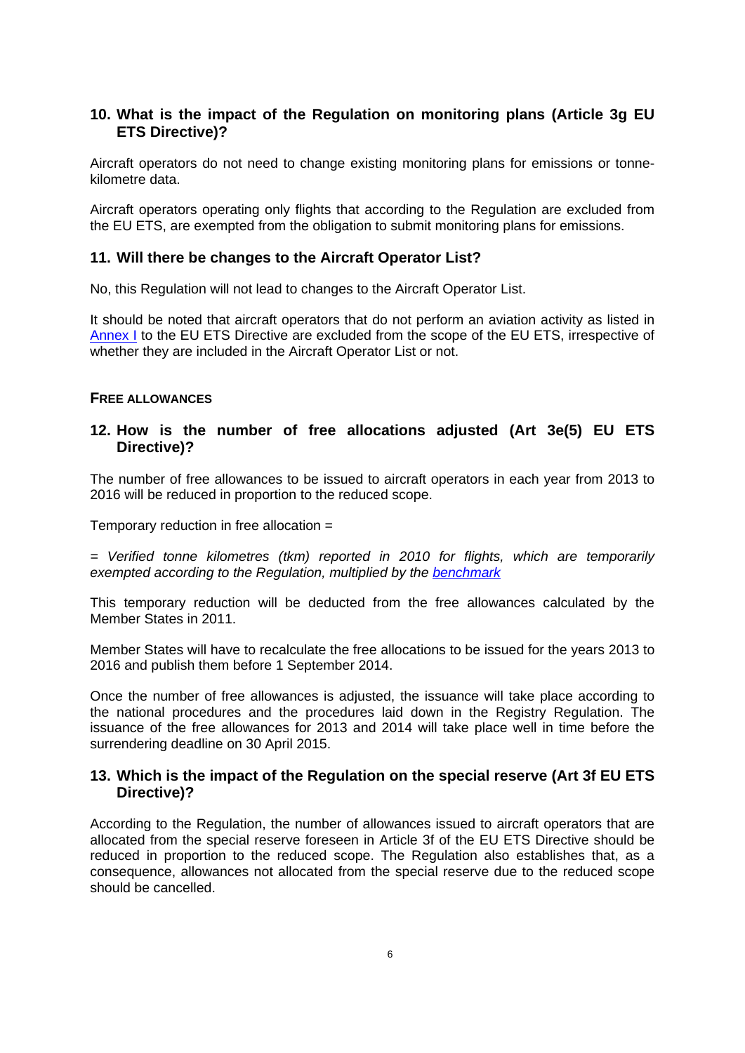## 10. What is the impact of the Regulation on monitoring plans (Article 3g EU ETS Directive)?

Aircraft operators do not need to change existing monitoring plans for emissions or tonne-kilometre data.

Aircraft operators operating only flights that according to the Regulation are excluded from the EU ETS, are exempted from the obligation to submit monitoring plans for emissions.

## 11. Will there be changes to the Aircraft Operator List?

No, this Regulation will not lead to changes to the Aircraft Operator List.

It should be noted that aircraft operators that do not perform an aviation activity as listed in Annex I to the EU ETS Directive are excluded from the scope of the EU ETS, irrespective of whether they are included in the Aircraft Operator List or not.

### FREE ALLOWANCES

## 12. How is the number of free allocations adjusted (Art 3e(5) EU ETS Directive)?

The number of free allowances to be issued to aircraft operators in each year from 2013 to 2016 will be reduced in proportion to the reduced scope.

Temporary reduction in free allocation =

= *Verified tonne kilometres (tkm) reported in 2010 for flights, which are temporarily exempted according to the Regulation, multiplied by the benchmark*

This temporary reduction will be deducted from the free allowances calculated by the Member States in 2011.

Member States will have to recalculate the free allocations to be issued for the years 2013 to 2016 and publish them before 1 September 2014.

Once the number of free allowances is adjusted, the issuance will take place according to the national procedures and the procedures laid down in the Registry Regulation. The issuance of the free allowances for 2013 and 2014 will take place well in time before the surrendering deadline on 30 April 2015.

## 13. Which is the impact of the Regulation on the special reserve (Art 3f EU ETS Directive)?

According to the Regulation, the number of allowances issued to aircraft operators that are allocated from the special reserve foreseen in Article 3f of the EU ETS Directive should be reduced in proportion to the reduced scope. The Regulation also establishes that, as a consequence, allowances not allocated from the special reserve due to the reduced scope should be cancelled.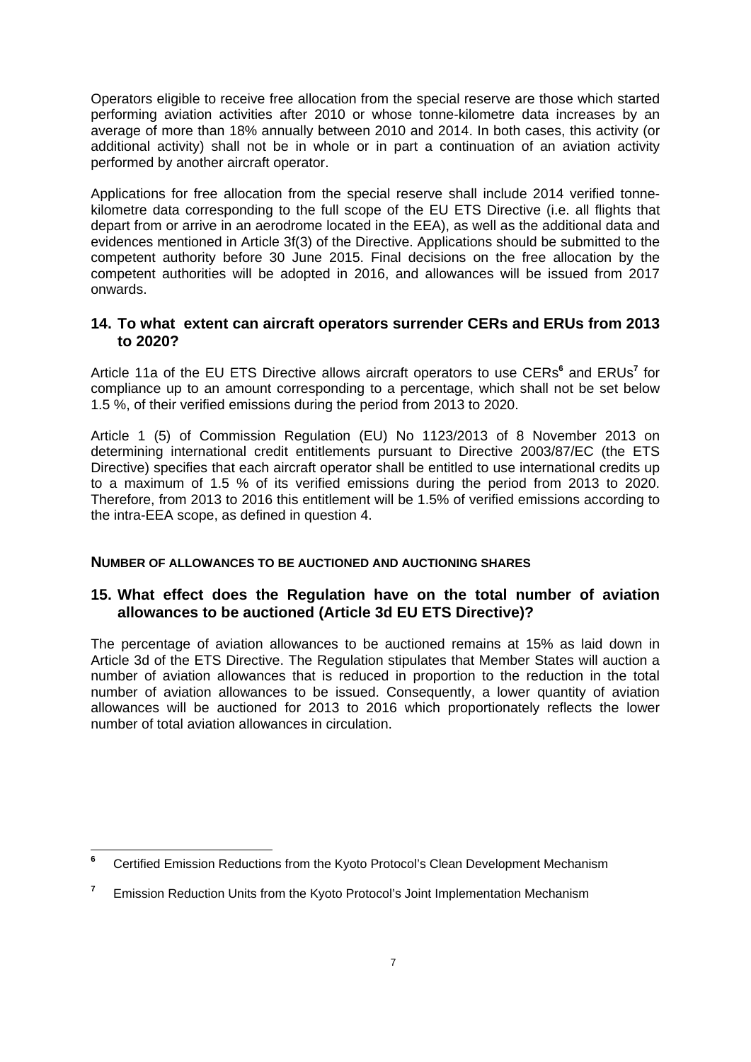Operators eligible to receive free allocation from the special reserve are those which started performing aviation activities after 2010 or whose tonne-kilometre data increases by an average of more than 18% annually between 2010 and 2014. In both cases, this activity (or additional activity) shall not be in whole or in part a continuation of an aviation activity performed by another aircraft operator.

Applications for free allocation from the special reserve shall include 2014 verified tonne-kilometre data corresponding to the full scope of the EU ETS Directive (i.e. all flights that depart from or arrive in an aerodrome located in the EEA), as well as the additional data and evidences mentioned in Article 3f(3) of the Directive. Applications should be submitted to the competent authority before 30 June 2015. Final decisions on the free allocation by the competent authorities will be adopted in 2016, and allowances will be issued from 2017 onwards.

## 14. To what extent can aircraft operators surrender CERs and ERUs from 2013 to 2020?

Article 11a of the EU ETS Directive allows aircraft operators to use CERs[6] and ERUs[7] for compliance up to an amount corresponding to a percentage, which shall not be set below 1.5 %, of their verified emissions during the period from 2013 to 2020.

Article 1 (5) of Commission Regulation (EU) No 1123/2013 of 8 November 2013 on determining international credit entitlements pursuant to Directive 2003/87/EC (the ETS Directive) specifies that each aircraft operator shall be entitled to use international credits up to a maximum of 1.5 % of its verified emissions during the period from 2013 to 2020. Therefore, from 2013 to 2016 this entitlement will be 1.5% of verified emissions according to the intra-EEA scope, as defined in question 4.

### NUMBER OF ALLOWANCES TO BE AUCTIONED AND AUCTIONING SHARES

## 15. What effect does the Regulation have on the total number of aviation allowances to be auctioned (Article 3d EU ETS Directive)?

The percentage of aviation allowances to be auctioned remains at 15% as laid down in Article 3d of the ETS Directive. The Regulation stipulates that Member States will auction a number of aviation allowances that is reduced in proportion to the reduction in the total number of aviation allowances to be issued. Consequently, a lower quantity of aviation allowances will be auctioned for 2013 to 2016 which proportionately reflects the lower number of total aviation allowances in circulation.

---

[6] Certified Emission Reductions from the Kyoto Protocol's Clean Development Mechanism

[7] Emission Reduction Units from the Kyoto Protocol's Joint Implementation Mechanism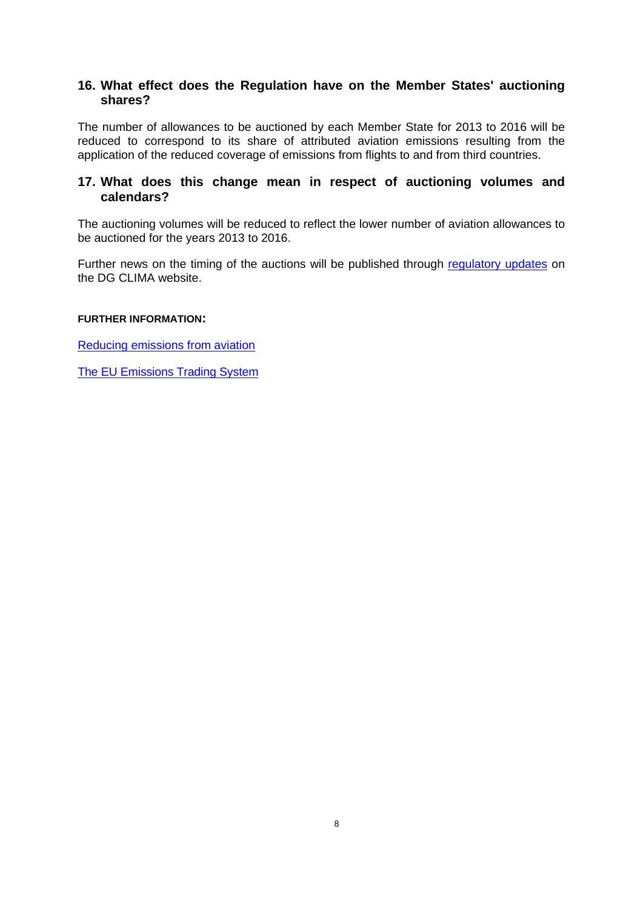## 16. What effect does the Regulation have on the Member States' auctioning shares?

The number of allowances to be auctioned by each Member State for 2013 to 2016 will be reduced to correspond to its share of attributed aviation emissions resulting from the application of the reduced coverage of emissions from flights to and from third countries.

## 17. What does this change mean in respect of auctioning volumes and calendars?

The auctioning volumes will be reduced to reflect the lower number of aviation allowances to be auctioned for the years 2013 to 2016.

Further news on the timing of the auctions will be published through regulatory updates on the DG CLIMA website.

**FURTHER INFORMATION:**

Reducing emissions from aviation

The EU Emissions Trading System